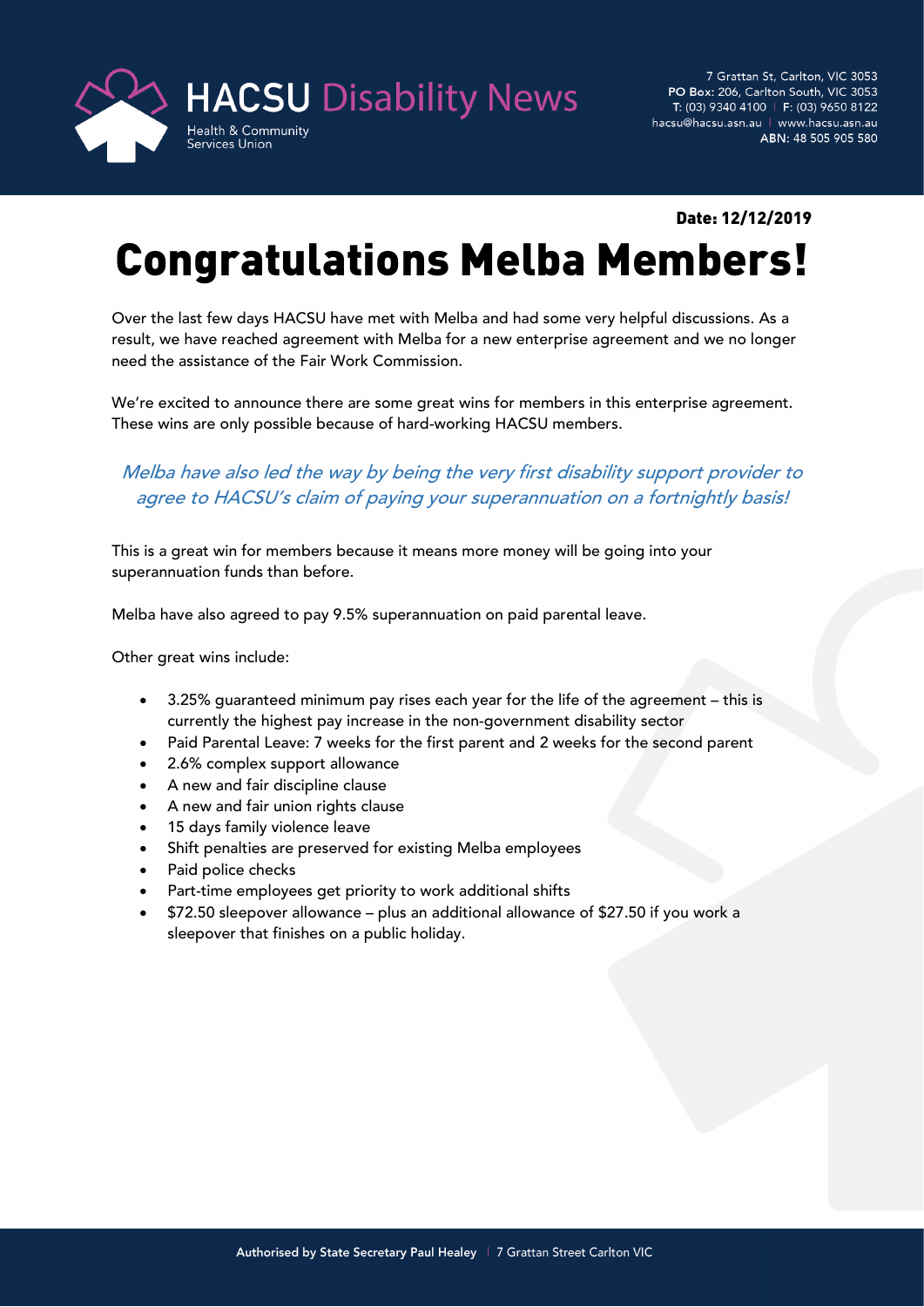# HACSU Disability News

Health & Community Services Union

7 Grattan St, Carlton, VIC 3053
**PO Box:** 206, Carlton South, VIC 3053
**T:** (03) 9340 4100 | **F:** (03) 9650 8122
hacsu@hacsu.asn.au | www.hacsu.asn.au
**ABN:** 48 505 905 580

**Date: 12/12/2019**

# Congratulations Melba Members!

Over the last few days HACSU have met with Melba and had some very helpful discussions. As a result, we have reached agreement with Melba for a new enterprise agreement and we no longer need the assistance of the Fair Work Commission.

We're excited to announce there are some great wins for members in this enterprise agreement. These wins are only possible because of hard-working HACSU members.

*Melba have also led the way by being the very first disability support provider to agree to HACSU's claim of paying your superannuation on a fortnightly basis!*

This is a great win for members because it means more money will be going into your superannuation funds than before.

Melba have also agreed to pay 9.5% superannuation on paid parental leave.

Other great wins include:

- 3.25% guaranteed minimum pay rises each year for the life of the agreement – this is currently the highest pay increase in the non-government disability sector
- Paid Parental Leave: 7 weeks for the first parent and 2 weeks for the second parent
- 2.6% complex support allowance
- A new and fair discipline clause
- A new and fair union rights clause
- 15 days family violence leave
- Shift penalties are preserved for existing Melba employees
- Paid police checks
- Part-time employees get priority to work additional shifts
- $72.50 sleepover allowance – plus an additional allowance of $27.50 if you work a sleepover that finishes on a public holiday.

**Authorised by State Secretary Paul Healey** | 7 Grattan Street Carlton VIC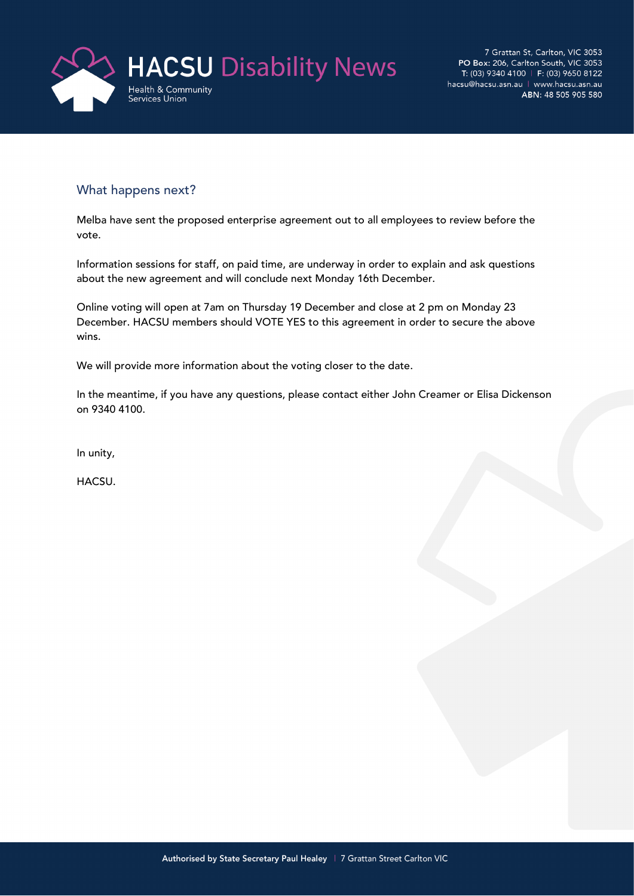## What happens next?

Melba have sent the proposed enterprise agreement out to all employees to review before the vote.

Information sessions for staff, on paid time, are underway in order to explain and ask questions about the new agreement and will conclude next Monday 16th December.

Online voting will open at 7am on Thursday 19 December and close at 2 pm on Monday 23 December. HACSU members should VOTE YES to this agreement in order to secure the above wins.

We will provide more information about the voting closer to the date.

In the meantime, if you have any questions, please contact either John Creamer or Elisa Dickenson on 9340 4100.

In unity,

HACSU.